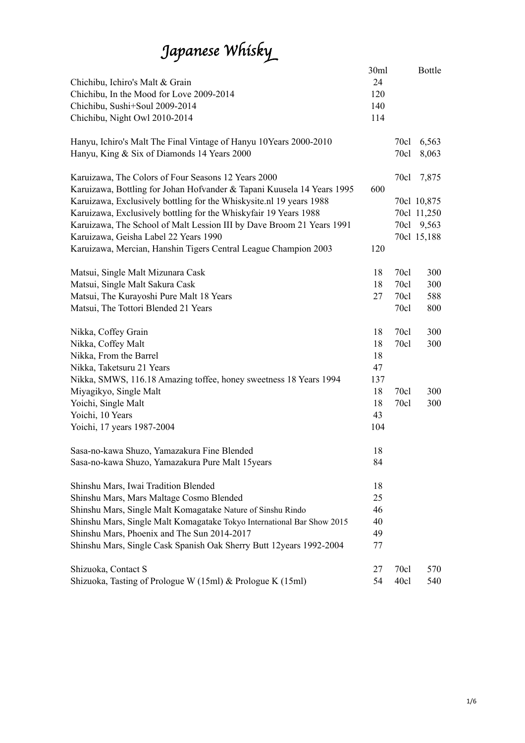# Japanese Whisky

| | 30ml | | Bottle |
|---|---|---|---|
| Chichibu, Ichiro's Malt & Grain | 24 | | |
| Chichibu, In the Mood for Love 2009-2014 | 120 | | |
| Chichibu, Sushi+Soul 2009-2014 | 140 | | |
| Chichibu, Night Owl 2010-2014 | 114 | | |
| | | | |
| Hanyu, Ichiro's Malt The Final Vintage of Hanyu 10Years 2000-2010 | | 70cl | 6,563 |
| Hanyu, King & Six of Diamonds 14 Years 2000 | | 70cl | 8,063 |
| | | | |
| Karuizawa, The Colors of Four Seasons 12 Years 2000 | | 70cl | 7,875 |
| Karuizawa, Bottling for Johan Hofvander & Tapani Kuusela 14 Years 1995 | 600 | | |
| Karuizawa, Exclusively bottling for the Whiskysite.nl 19 years 1988 | | 70cl | 10,875 |
| Karuizawa, Exclusively bottling for the Whiskyfair 19 Years 1988 | | 70cl | 11,250 |
| Karuizawa, The School of Malt Lession III by Dave Broom 21 Years 1991 | | 70cl | 9,563 |
| Karuizawa, Geisha Label 22 Years 1990 | | 70cl | 15,188 |
| Karuizawa, Mercian, Hanshin Tigers Central League Champion 2003 | 120 | | |
| | | | |
| Matsui, Single Malt Mizunara Cask | 18 | 70cl | 300 |
| Matsui, Single Malt Sakura Cask | 18 | 70cl | 300 |
| Matsui, The Kurayoshi Pure Malt 18 Years | 27 | 70cl | 588 |
| Matsui, The Tottori Blended 21 Years | | 70cl | 800 |
| | | | |
| Nikka, Coffey Grain | 18 | 70cl | 300 |
| Nikka, Coffey Malt | 18 | 70cl | 300 |
| Nikka, From the Barrel | 18 | | |
| Nikka, Taketsuru 21 Years | 47 | | |
| Nikka, SMWS, 116.18 Amazing toffee, honey sweetness 18 Years 1994 | 137 | | |
| Miyagikyo, Single Malt | 18 | 70cl | 300 |
| Yoichi, Single Malt | 18 | 70cl | 300 |
| Yoichi, 10 Years | 43 | | |
| Yoichi, 17 years 1987-2004 | 104 | | |
| | | | |
| Sasa-no-kawa Shuzo, Yamazakura Fine Blended | 18 | | |
| Sasa-no-kawa Shuzo, Yamazakura Pure Malt 15years | 84 | | |
| | | | |
| Shinshu Mars, Iwai Tradition Blended | 18 | | |
| Shinshu Mars, Mars Maltage Cosmo Blended | 25 | | |
| Shinshu Mars, Single Malt Komagatake Nature of Sinshu Rindo | 46 | | |
| Shinshu Mars, Single Malt Komagatake Tokyo International Bar Show 2015 | 40 | | |
| Shinshu Mars, Phoenix and The Sun 2014-2017 | 49 | | |
| Shinshu Mars, Single Cask Spanish Oak Sherry Butt 12years 1992-2004 | 77 | | |
| | | | |
| Shizuoka, Contact S | 27 | 70cl | 570 |
| Shizuoka, Tasting of Prologue W (15ml) & Prologue K (15ml) | 54 | 40cl | 540 |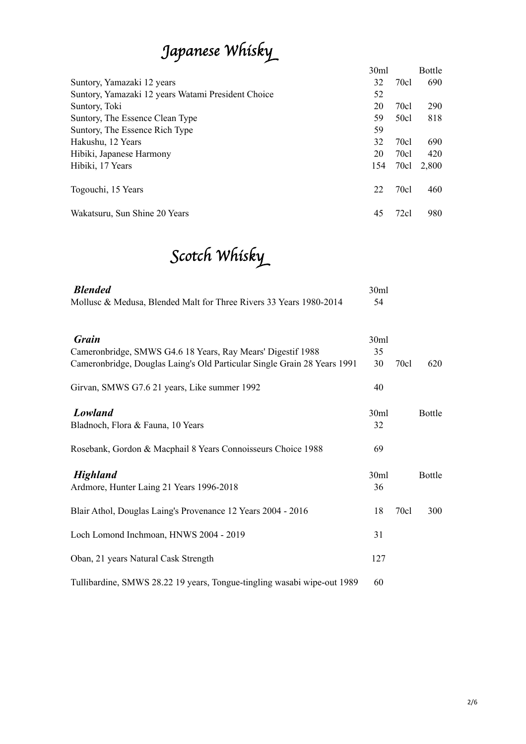# Japanese Whisky

| | 30ml | | Bottle |
|---|---|---|---|
| Suntory, Yamazaki 12 years | 32 | 70cl | 690 |
| Suntory, Yamazaki 12 years Watami President Choice | 52 | | |
| Suntory, Toki | 20 | 70cl | 290 |
| Suntory, The Essence Clean Type | 59 | 50cl | 818 |
| Suntory, The Essence Rich Type | 59 | | |
| Hakushu, 12 Years | 32 | 70cl | 690 |
| Hibiki, Japanese Harmony | 20 | 70cl | 420 |
| Hibiki, 17 Years | 154 | 70cl | 2,800 |
| Togouchi, 15 Years | 22 | 70cl | 460 |
| Wakatsuru, Sun Shine 20 Years | 45 | 72cl | 980 |

# Scotch Whisky

| ***Blended*** | 30ml | | |
|---|---|---|---|
| Mollusc & Medusa, Blended Malt for Three Rivers 33 Years 1980-2014 | 54 | | |

| ***Grain*** | 30ml | | |
|---|---|---|---|
| Cameronbridge, SMWS G4.6 18 Years, Ray Mears' Digestif 1988 | 35 | | |
| Cameronbridge, Douglas Laing's Old Particular Single Grain 28 Years 1991 | 30 | 70cl | 620 |
| Girvan, SMWS G7.6 21 years, Like summer 1992 | 40 | | |

| ***Lowland*** | 30ml | | Bottle |
|---|---|---|---|
| Bladnoch, Flora & Fauna, 10 Years | 32 | | |
| Rosebank, Gordon & Macphail 8 Years Connoisseurs Choice 1988 | 69 | | |

| ***Highland*** | 30ml | | Bottle |
|---|---|---|---|
| Ardmore, Hunter Laing 21 Years 1996-2018 | 36 | | |
| Blair Athol, Douglas Laing's Provenance 12 Years 2004 - 2016 | 18 | 70cl | 300 |
| Loch Lomond Inchmoan, HNWS 2004 - 2019 | 31 | | |
| Oban, 21 years Natural Cask Strength | 127 | | |
| Tullibardine, SMWS 28.22 19 years, Tongue-tingling wasabi wipe-out 1989 | 60 | | |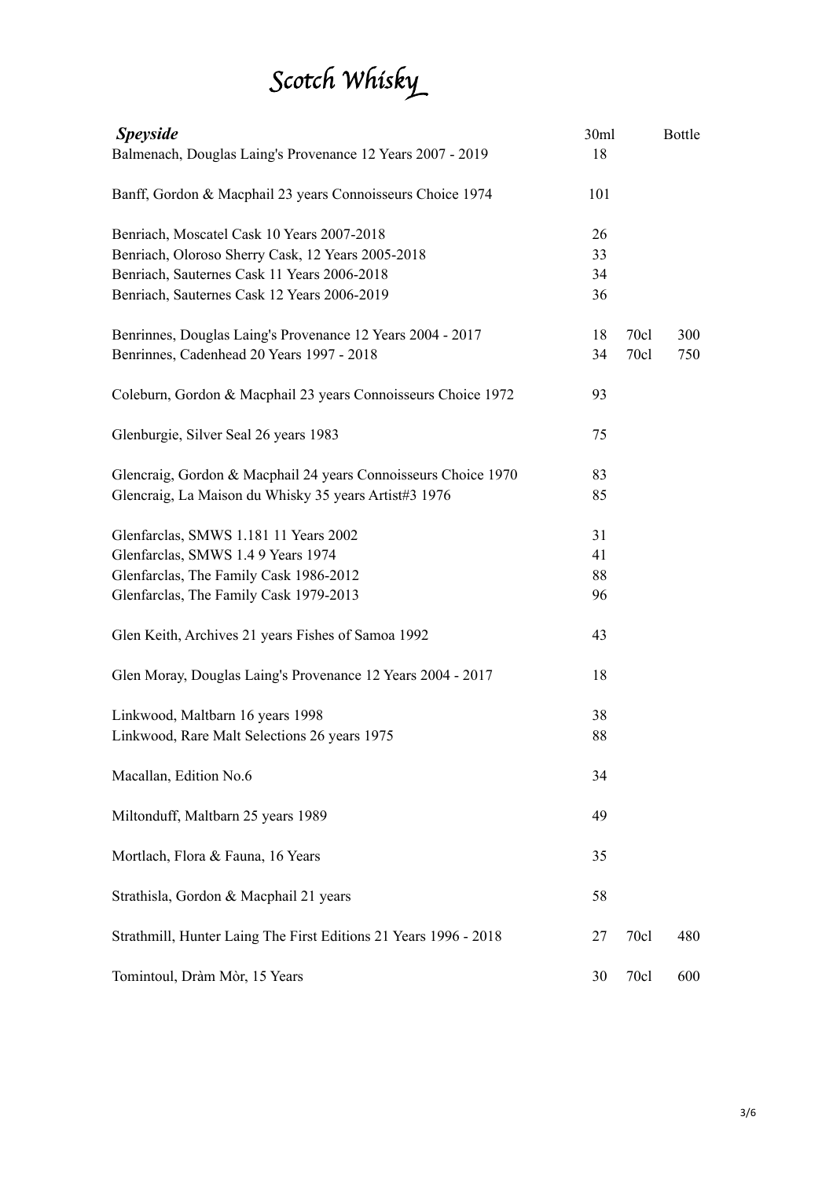# Scotch Whisky

| *Speyside* | 30ml | | Bottle |
|---|---|---|---|
| Balmenach, Douglas Laing's Provenance 12 Years 2007 - 2019 | 18 | | |
| Banff, Gordon & Macphail 23 years Connoisseurs Choice 1974 | 101 | | |
| Benriach, Moscatel Cask 10 Years 2007-2018 | 26 | | |
| Benriach, Oloroso Sherry Cask, 12 Years 2005-2018 | 33 | | |
| Benriach, Sauternes Cask 11 Years 2006-2018 | 34 | | |
| Benriach, Sauternes Cask 12 Years 2006-2019 | 36 | | |
| Benrinnes, Douglas Laing's Provenance 12 Years 2004 - 2017 | 18 | 70cl | 300 |
| Benrinnes, Cadenhead 20 Years 1997 - 2018 | 34 | 70cl | 750 |
| Coleburn, Gordon & Macphail 23 years Connoisseurs Choice 1972 | 93 | | |
| Glenburgie, Silver Seal 26 years 1983 | 75 | | |
| Glencraig, Gordon & Macphail 24 years Connoisseurs Choice 1970 | 83 | | |
| Glencraig, La Maison du Whisky 35 years Artist#3 1976 | 85 | | |
| Glenfarclas, SMWS 1.181 11 Years 2002 | 31 | | |
| Glenfarclas, SMWS 1.4 9 Years 1974 | 41 | | |
| Glenfarclas, The Family Cask 1986-2012 | 88 | | |
| Glenfarclas, The Family Cask 1979-2013 | 96 | | |
| Glen Keith, Archives 21 years Fishes of Samoa 1992 | 43 | | |
| Glen Moray, Douglas Laing's Provenance 12 Years 2004 - 2017 | 18 | | |
| Linkwood, Maltbarn 16 years 1998 | 38 | | |
| Linkwood, Rare Malt Selections 26 years 1975 | 88 | | |
| Macallan, Edition No.6 | 34 | | |
| Miltonduff, Maltbarn 25 years 1989 | 49 | | |
| Mortlach, Flora & Fauna, 16 Years | 35 | | |
| Strathisla, Gordon & Macphail 21 years | 58 | | |
| Strathmill, Hunter Laing The First Editions 21 Years 1996 - 2018 | 27 | 70cl | 480 |
| Tomintoul, Dràm Mòr, 15 Years | 30 | 70cl | 600 |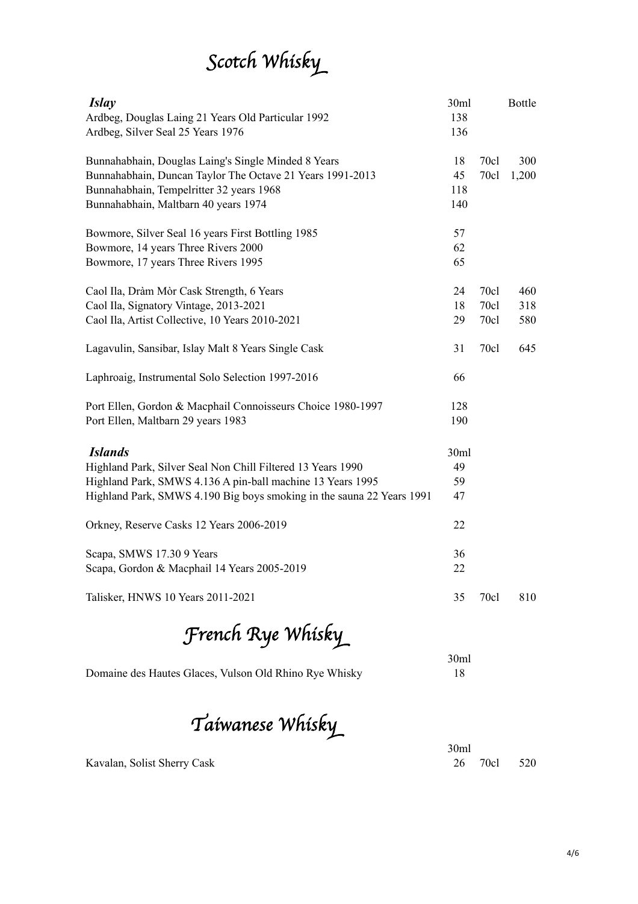# Scotch Whisky

| *Islay* | 30ml | | Bottle |
|---|---|---|---|
| Ardbeg, Douglas Laing 21 Years Old Particular 1992 | 138 | | |
| Ardbeg, Silver Seal 25 Years 1976 | 136 | | |
| | | | |
| Bunnahabhain, Douglas Laing's Single Minded 8 Years | 18 | 70cl | 300 |
| Bunnahabhain, Duncan Taylor The Octave 21 Years 1991-2013 | 45 | 70cl | 1,200 |
| Bunnahabhain, Tempelritter 32 years 1968 | 118 | | |
| Bunnahabhain, Maltbarn 40 years 1974 | 140 | | |
| | | | |
| Bowmore, Silver Seal 16 years First Bottling 1985 | 57 | | |
| Bowmore, 14 years Three Rivers 2000 | 62 | | |
| Bowmore, 17 years Three Rivers 1995 | 65 | | |
| | | | |
| Caol Ila, Dràm Mòr Cask Strength, 6 Years | 24 | 70cl | 460 |
| Caol Ila, Signatory Vintage, 2013-2021 | 18 | 70cl | 318 |
| Caol Ila, Artist Collective, 10 Years 2010-2021 | 29 | 70cl | 580 |
| | | | |
| Lagavulin, Sansibar, Islay Malt 8 Years Single Cask | 31 | 70cl | 645 |
| | | | |
| Laphroaig, Instrumental Solo Selection 1997-2016 | 66 | | |
| | | | |
| Port Ellen, Gordon & Macphail Connoisseurs Choice 1980-1997 | 128 | | |
| Port Ellen, Maltbarn 29 years 1983 | 190 | | |

| *Islands* | 30ml | | |
|---|---|---|---|
| Highland Park, Silver Seal Non Chill Filtered 13 Years 1990 | 49 | | |
| Highland Park, SMWS 4.136 A pin-ball machine 13 Years 1995 | 59 | | |
| Highland Park, SMWS 4.190 Big boys smoking in the sauna 22 Years 1991 | 47 | | |
| | | | |
| Orkney, Reserve Casks 12 Years 2006-2019 | 22 | | |
| | | | |
| Scapa, SMWS 17.30 9 Years | 36 | | |
| Scapa, Gordon & Macphail 14 Years 2005-2019 | 22 | | |
| | | | |
| Talisker, HNWS 10 Years 2011-2021 | 35 | 70cl | 810 |

# French Rye Whisky

| | 30ml |
|---|---|
| Domaine des Hautes Glaces, Vulson Old Rhino Rye Whisky | 18 |

# Taiwanese Whisky

| | 30ml | | |
|---|---|---|---|
| Kavalan, Solist Sherry Cask | 26 | 70cl | 520 |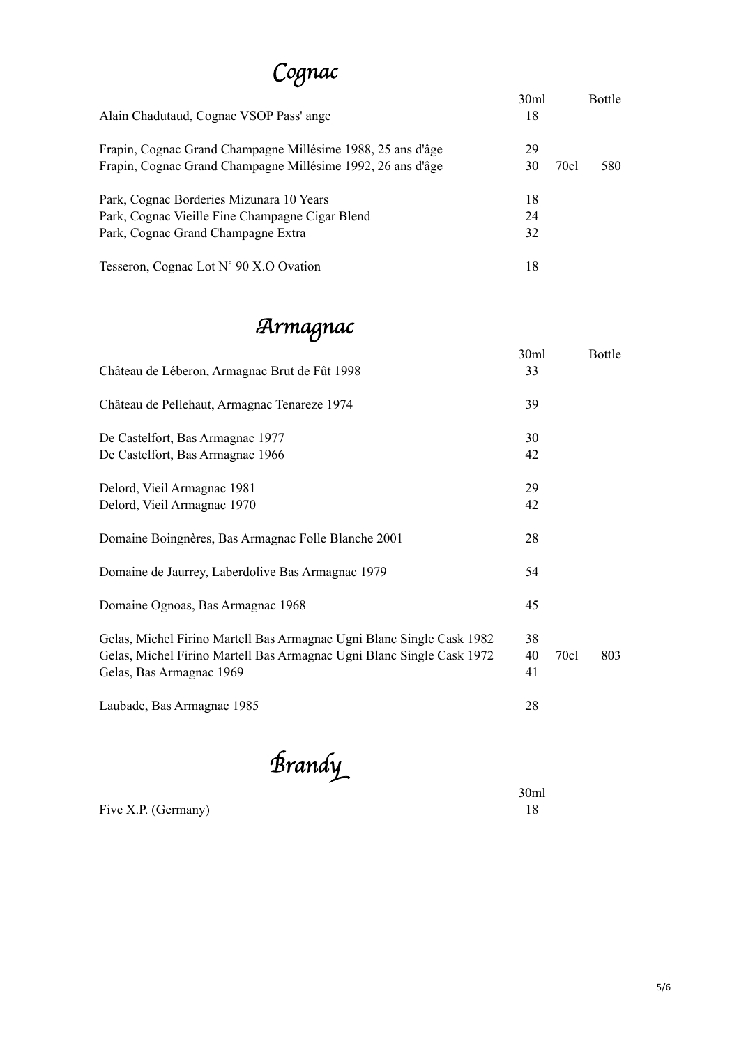# Cognac

| | 30ml | | Bottle |
|---|---|---|---|
| Alain Chadutaud, Cognac VSOP Pass' ange | 18 | | |
| Frapin, Cognac Grand Champagne Millésime 1988, 25 ans d'âge | 29 | | |
| Frapin, Cognac Grand Champagne Millésime 1992, 26 ans d'âge | 30 | 70cl | 580 |
| Park, Cognac Borderies Mizunara 10 Years | 18 | | |
| Park, Cognac Vieille Fine Champagne Cigar Blend | 24 | | |
| Park, Cognac Grand Champagne Extra | 32 | | |
| Tesseron, Cognac Lot N˚ 90 X.O Ovation | 18 | | |

# Armagnac

| | 30ml | | Bottle |
|---|---|---|---|
| Château de Léberon, Armagnac Brut de Fût 1998 | 33 | | |
| Château de Pellehaut, Armagnac Tenareze 1974 | 39 | | |
| De Castelfort, Bas Armagnac 1977 | 30 | | |
| De Castelfort, Bas Armagnac 1966 | 42 | | |
| Delord, Vieil Armagnac 1981 | 29 | | |
| Delord, Vieil Armagnac 1970 | 42 | | |
| Domaine Boingnères, Bas Armagnac Folle Blanche 2001 | 28 | | |
| Domaine de Jaurrey, Laberdolive Bas Armagnac 1979 | 54 | | |
| Domaine Ognoas, Bas Armagnac 1968 | 45 | | |
| Gelas, Michel Firino Martell Bas Armagnac Ugni Blanc Single Cask 1982 | 38 | | |
| Gelas, Michel Firino Martell Bas Armagnac Ugni Blanc Single Cask 1972 | 40 | 70cl | 803 |
| Gelas, Bas Armagnac 1969 | 41 | | |
| Laubade, Bas Armagnac 1985 | 28 | | |

# Brandy

| | 30ml |
|---|---|
| Five X.P. (Germany) | 18 |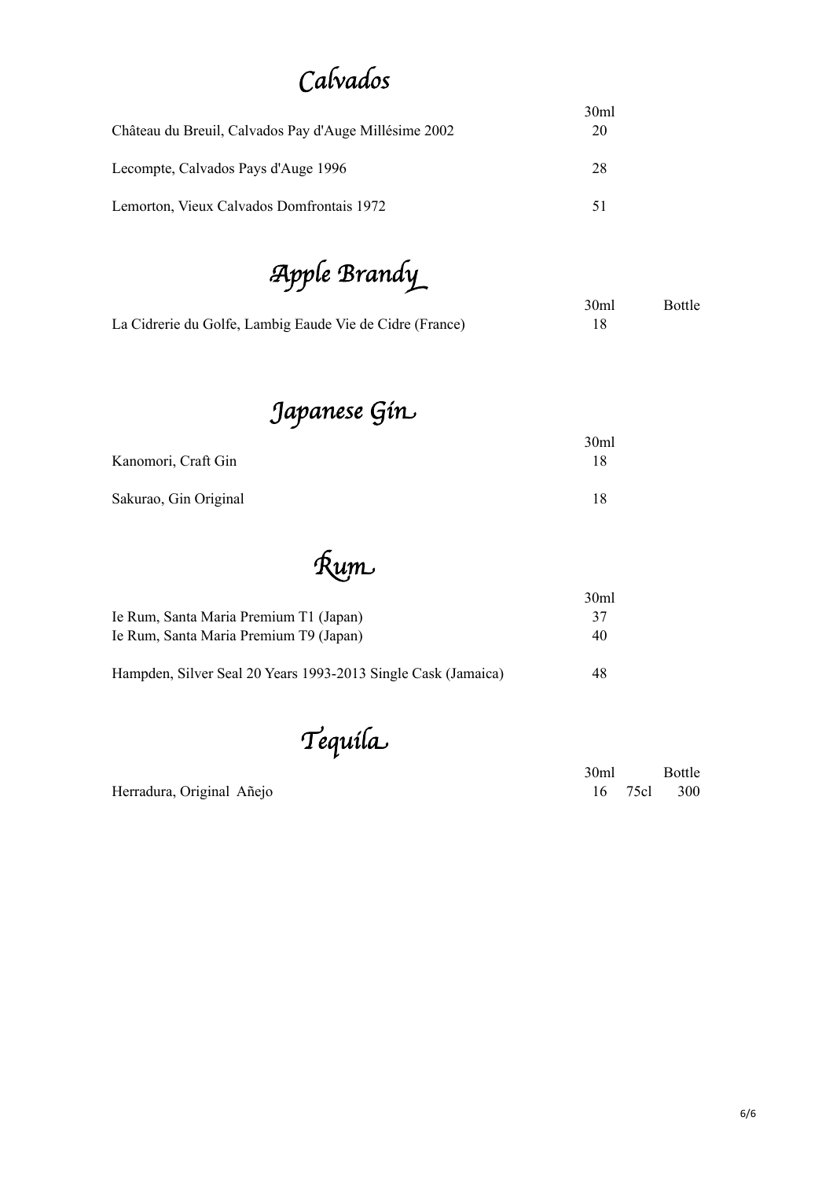# Calvados

| | 30ml |
|---|---|
| Château du Breuil, Calvados Pay d'Auge Millésime 2002 | 20 |
| Lecompte, Calvados Pays d'Auge 1996 | 28 |
| Lemorton, Vieux Calvados Domfrontais 1972 | 51 |

# Apple Brandy

| | 30ml | Bottle |
|---|---|---|
| La Cidrerie du Golfe, Lambig Eaude Vie de Cidre (France) | 18 | |

# Japanese Gin

| | 30ml |
|---|---|
| Kanomori, Craft Gin | 18 |
| Sakurao, Gin Original | 18 |

# Rum

| | 30ml |
|---|---|
| Ie Rum, Santa Maria Premium T1 (Japan) | 37 |
| Ie Rum, Santa Maria Premium T9 (Japan) | 40 |
| Hampden, Silver Seal 20 Years 1993-2013 Single Cask (Jamaica) | 48 |

# Tequila

| | 30ml | | Bottle |
|---|---|---|---|
| Herradura, Original Añejo | 16 | 75cl | 300 |